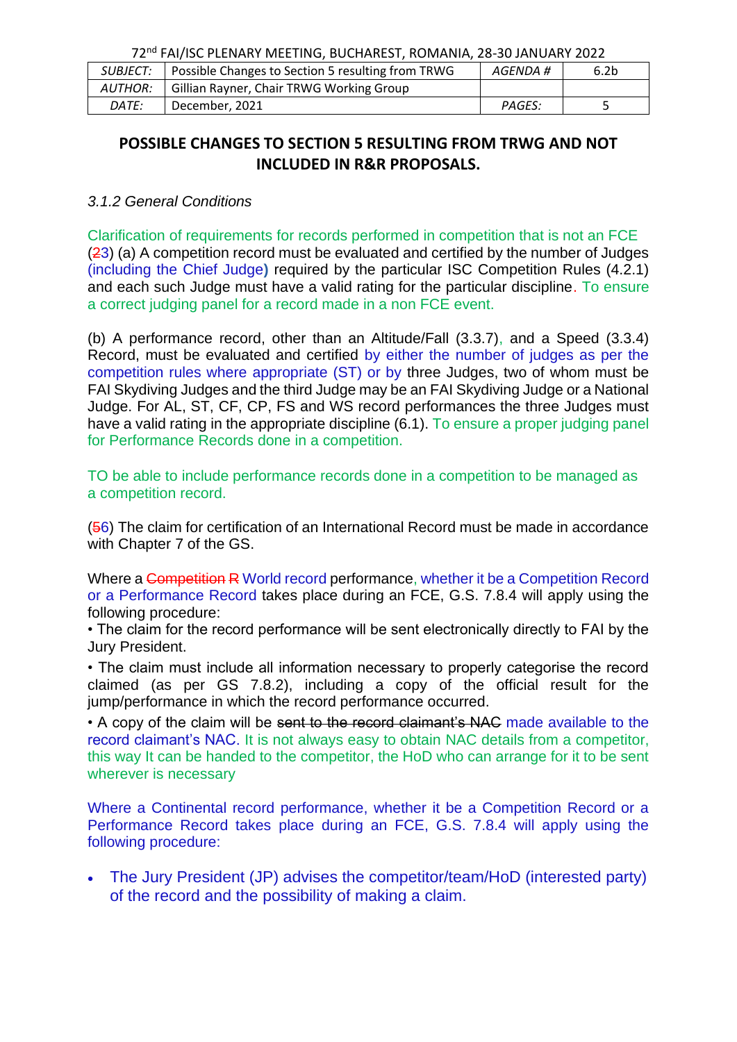72nd FAI/ISC PLENARY MEETING, BUCHAREST, ROMANIA, 28-30 JANUARY 2022

| SUBJECT: | Possible Changes to Section 5 resulting from TRWG | AGENDA # | 6.2b |
|---|---|---|---|
| AUTHOR: | Gillian Rayner, Chair TRWG Working Group | | |
| DATE: | December, 2021 | PAGES: | 5 |

## POSSIBLE CHANGES TO SECTION 5 RESULTING FROM TRWG AND NOT INCLUDED IN R&R PROPOSALS.

*3.1.2 General Conditions*

Clarification of requirements for records performed in competition that is not an FCE
(~~2~~3) (a) A competition record must be evaluated and certified by the number of Judges (including the Chief Judge) required by the particular ISC Competition Rules (4.2.1) and each such Judge must have a valid rating for the particular discipline. To ensure a correct judging panel for a record made in a non FCE event.

(b) A performance record, other than an Altitude/Fall (3.3.7), and a Speed (3.3.4) Record, must be evaluated and certified by either the number of judges as per the competition rules where appropriate (ST) or by three Judges, two of whom must be FAI Skydiving Judges and the third Judge may be an FAI Skydiving Judge or a National Judge. For AL, ST, CF, CP, FS and WS record performances the three Judges must have a valid rating in the appropriate discipline (6.1). To ensure a proper judging panel for Performance Records done in a competition.

TO be able to include performance records done in a competition to be managed as a competition record.

(~~5~~6) The claim for certification of an International Record must be made in accordance with Chapter 7 of the GS.

Where a ~~Competition R~~ World record performance, whether it be a Competition Record or a Performance Record takes place during an FCE, G.S. 7.8.4 will apply using the following procedure:

• The claim for the record performance will be sent electronically directly to FAI by the Jury President.

• The claim must include all information necessary to properly categorise the record claimed (as per GS 7.8.2), including a copy of the official result for the jump/performance in which the record performance occurred.

• A copy of the claim will be ~~sent to the record claimant's NAC~~ made available to the record claimant's NAC. It is not always easy to obtain NAC details from a competitor, this way It can be handed to the competitor, the HoD who can arrange for it to be sent wherever is necessary

Where a Continental record performance, whether it be a Competition Record or a Performance Record takes place during an FCE, G.S. 7.8.4 will apply using the following procedure:

- The Jury President (JP) advises the competitor/team/HoD (interested party) of the record and the possibility of making a claim.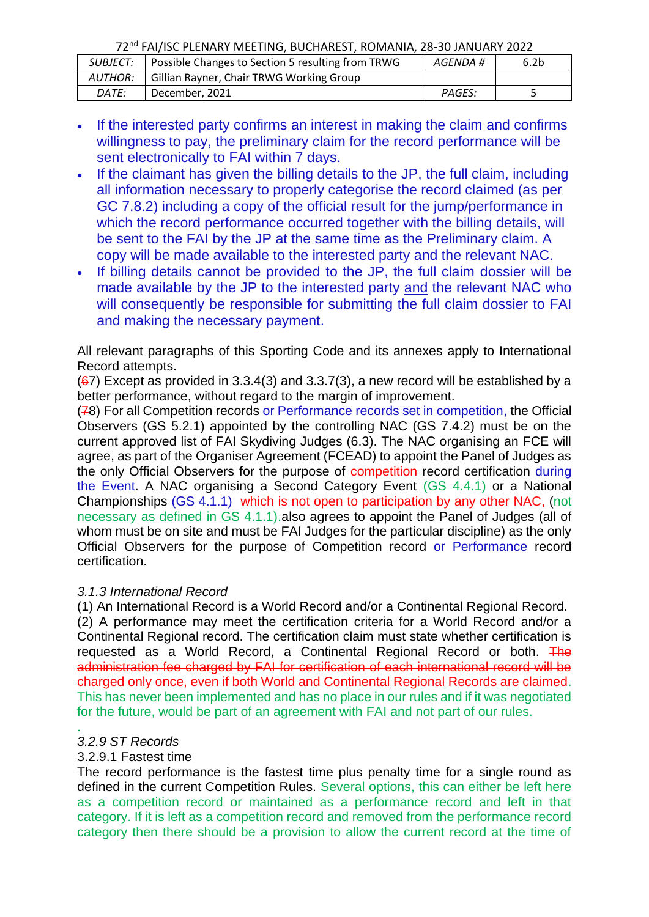- If the interested party confirms an interest in making the claim and confirms willingness to pay, the preliminary claim for the record performance will be sent electronically to FAI within 7 days.
- If the claimant has given the billing details to the JP, the full claim, including all information necessary to properly categorise the record claimed (as per GC 7.8.2) including a copy of the official result for the jump/performance in which the record performance occurred together with the billing details, will be sent to the FAI by the JP at the same time as the Preliminary claim. A copy will be made available to the interested party and the relevant NAC.
- If billing details cannot be provided to the JP, the full claim dossier will be made available by the JP to the interested party <u>and</u> the relevant NAC who will consequently be responsible for submitting the full claim dossier to FAI and making the necessary payment.

All relevant paragraphs of this Sporting Code and its annexes apply to International Record attempts.
(~~6~~7) Except as provided in 3.3.4(3) and 3.3.7(3), a new record will be established by a better performance, without regard to the margin of improvement.
(~~7~~8) For all Competition records or Performance records set in competition, the Official Observers (GS 5.2.1) appointed by the controlling NAC (GS 7.4.2) must be on the current approved list of FAI Skydiving Judges (6.3). The NAC organising an FCE will agree, as part of the Organiser Agreement (FCEAD) to appoint the Panel of Judges as the only Official Observers for the purpose of ~~competition~~ record certification during the Event. A NAC organising a Second Category Event (GS 4.4.1) or a National Championships (GS 4.1.1) ~~which is not open to participation by any other NAC,~~ (not necessary as defined in GS 4.1.1).also agrees to appoint the Panel of Judges (all of whom must be on site and must be FAI Judges for the particular discipline) as the only Official Observers for the purpose of Competition record or Performance record certification.

*3.1.3 International Record*

(1) An International Record is a World Record and/or a Continental Regional Record.
(2) A performance may meet the certification criteria for a World Record and/or a Continental Regional record. The certification claim must state whether certification is requested as a World Record, a Continental Regional Record or both. ~~The administration fee charged by FAI for certification of each international record will be charged only once, even if both World and Continental Regional Records are claimed.~~ This has never been implemented and has no place in our rules and if it was negotiated for the future, would be part of an agreement with FAI and not part of our rules.

.

*3.2.9 ST Records*

3.2.9.1 Fastest time

The record performance is the fastest time plus penalty time for a single round as defined in the current Competition Rules. Several options, this can either be left here as a competition record or maintained as a performance record and left in that category. If it is left as a competition record and removed from the performance record category then there should be a provision to allow the current record at the time of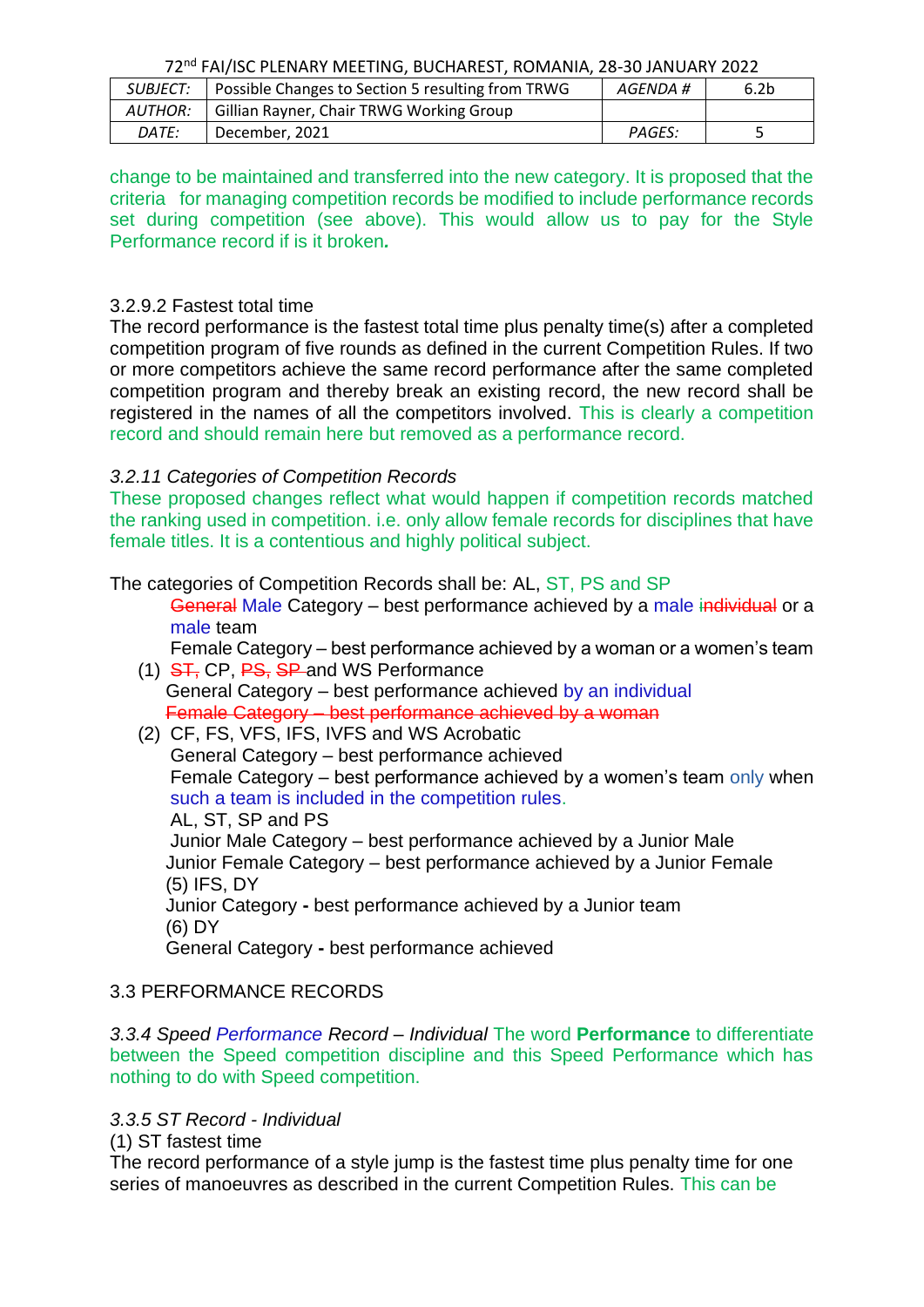change to be maintained and transferred into the new category. It is proposed that the criteria for managing competition records be modified to include performance records set during competition (see above). This would allow us to pay for the Style Performance record if is it broken***.***

3.2.9.2 Fastest total time

The record performance is the fastest total time plus penalty time(s) after a completed competition program of five rounds as defined in the current Competition Rules. If two or more competitors achieve the same record performance after the same completed competition program and thereby break an existing record, the new record shall be registered in the names of all the competitors involved. This is clearly a competition record and should remain here but removed as a performance record.

*3.2.11 Categories of Competition Records*

These proposed changes reflect what would happen if competition records matched the ranking used in competition. i.e. only allow female records for disciplines that have female titles. It is a contentious and highly political subject.

The categories of Competition Records shall be: AL, ST, PS and SP

~~General~~ Male Category – best performance achieved by a male ~~individual~~ or a male team

Female Category – best performance achieved by a woman or a women's team

(1) ~~ST,~~ CP, ~~PS, SP~~ and WS Performance

General Category – best performance achieved by an individual

~~Female Category – best performance achieved by a woman~~

(2) CF, FS, VFS, IFS, IVFS and WS Acrobatic

General Category – best performance achieved

Female Category – best performance achieved by a women's team only when such a team is included in the competition rules.

AL, ST, SP and PS

Junior Male Category – best performance achieved by a Junior Male

Junior Female Category – best performance achieved by a Junior Female

(5) IFS, DY

Junior Category **-** best performance achieved by a Junior team

(6) DY

General Category **-** best performance achieved

3.3 PERFORMANCE RECORDS

*3.3.4 Speed Performance Record – Individual* The word **Performance** to differentiate between the Speed competition discipline and this Speed Performance which has nothing to do with Speed competition.

*3.3.5 ST Record - Individual*

(1) ST fastest time

The record performance of a style jump is the fastest time plus penalty time for one series of manoeuvres as described in the current Competition Rules. This can be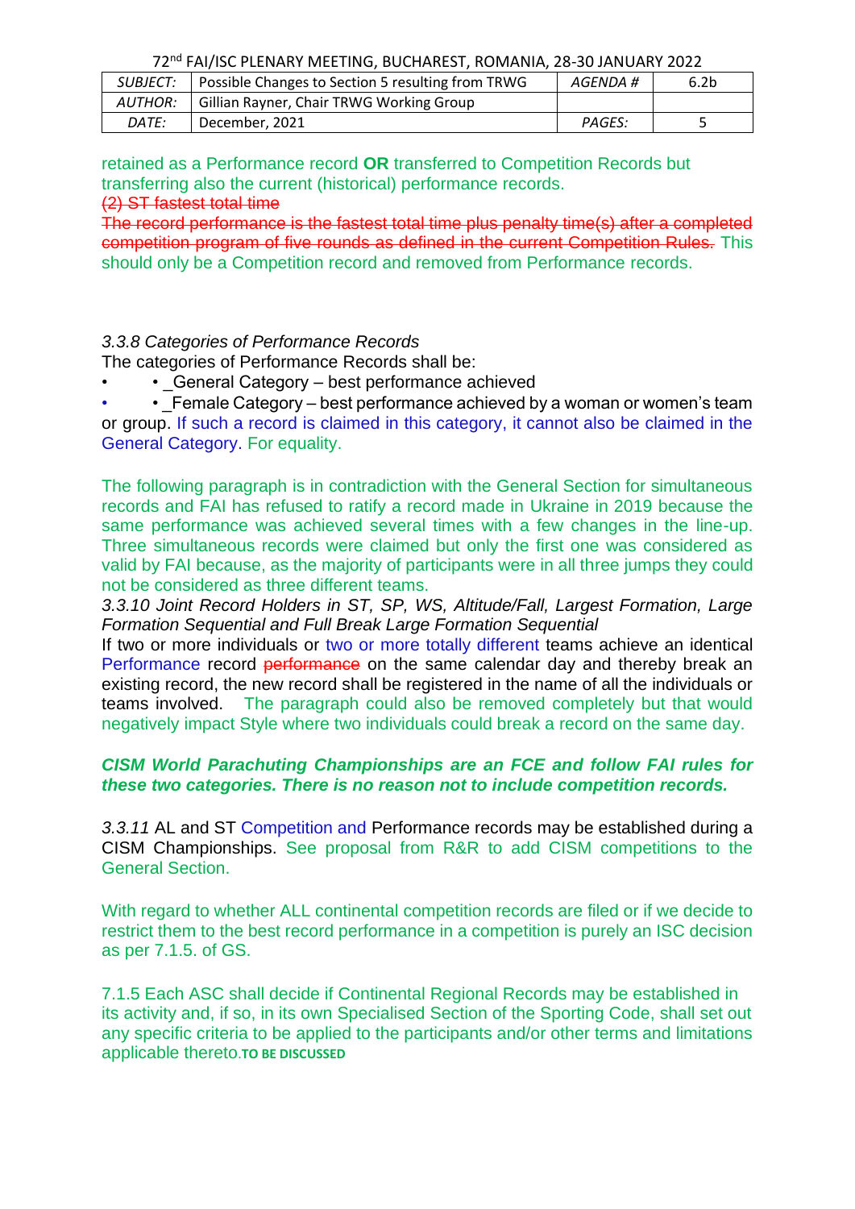retained as a Performance record **OR** transferred to Competition Records but transferring also the current (historical) performance records.

~~(2) ST fastest total time~~

~~The record performance is the fastest total time plus penalty time(s) after a completed competition program of five rounds as defined in the current Competition Rules.~~ This should only be a Competition record and removed from Performance records.

*3.3.8 Categories of Performance Records*

The categories of Performance Records shall be:

- • _General Category – best performance achieved
- • _Female Category – best performance achieved by a woman or women's team or group. If such a record is claimed in this category, it cannot also be claimed in the General Category. For equality.

The following paragraph is in contradiction with the General Section for simultaneous records and FAI has refused to ratify a record made in Ukraine in 2019 because the same performance was achieved several times with a few changes in the line-up. Three simultaneous records were claimed but only the first one was considered as valid by FAI because, as the majority of participants were in all three jumps they could not be considered as three different teams.

*3.3.10 Joint Record Holders in ST, SP, WS, Altitude/Fall, Largest Formation, Large Formation Sequential and Full Break Large Formation Sequential*

If two or more individuals or two or more totally different teams achieve an identical Performance record ~~performance~~ on the same calendar day and thereby break an existing record, the new record shall be registered in the name of all the individuals or teams involved. The paragraph could also be removed completely but that would negatively impact Style where two individuals could break a record on the same day.

***CISM World Parachuting Championships are an FCE and follow FAI rules for these two categories. There is no reason not to include competition records.***

*3.3.11* AL and ST Competition and Performance records may be established during a CISM Championships. See proposal from R&R to add CISM competitions to the General Section.

With regard to whether ALL continental competition records are filed or if we decide to restrict them to the best record performance in a competition is purely an ISC decision as per 7.1.5. of GS.

7.1.5 Each ASC shall decide if Continental Regional Records may be established in its activity and, if so, in its own Specialised Section of the Sporting Code, shall set out any specific criteria to be applied to the participants and/or other terms and limitations applicable thereto.**TO BE DISCUSSED**